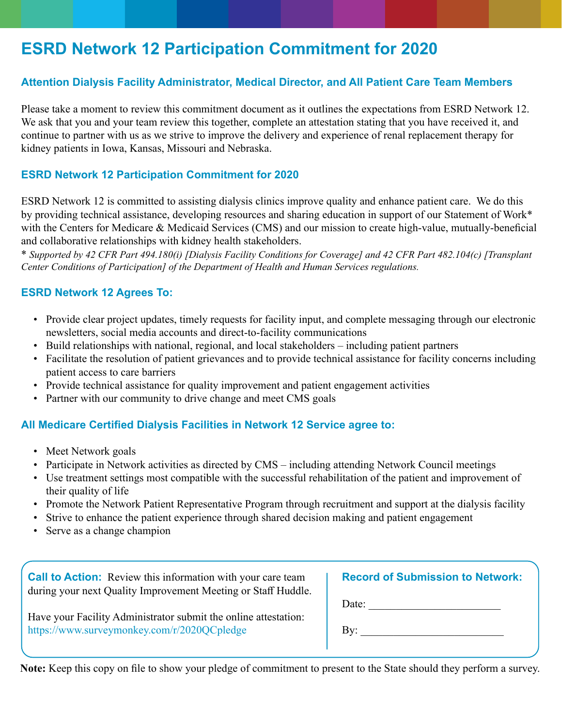# ESRD Network 12 Participation Commitment for 2020

### Attention Dialysis Facility Administrator, Medical Director, and All Patient Care Team Members

Please take a moment to review this commitment document as it outlines the expectations from ESRD Network 12. We ask that you and your team review this together, complete an attestation stating that you have received it, and continue to partner with us as we strive to improve the delivery and experience of renal replacement therapy for kidney patients in Iowa, Kansas, Missouri and Nebraska.

### ESRD Network 12 Participation Commitment for 2020

ESRD Network 12 is committed to assisting dialysis clinics improve quality and enhance patient care. We do this by providing technical assistance, developing resources and sharing education in support of our Statement of Work* with the Centers for Medicare & Medicaid Services (CMS) and our mission to create high-value, mutually-beneficial and collaborative relationships with kidney health stakeholders.

*\* Supported by 42 CFR Part 494.180(i) [Dialysis Facility Conditions for Coverage] and 42 CFR Part 482.104(c) [Transplant Center Conditions of Participation] of the Department of Health and Human Services regulations.*

### ESRD Network 12 Agrees To:

- Provide clear project updates, timely requests for facility input, and complete messaging through our electronic newsletters, social media accounts and direct-to-facility communications
- Build relationships with national, regional, and local stakeholders – including patient partners
- Facilitate the resolution of patient grievances and to provide technical assistance for facility concerns including patient access to care barriers
- Provide technical assistance for quality improvement and patient engagement activities
- Partner with our community to drive change and meet CMS goals

### All Medicare Certified Dialysis Facilities in Network 12 Service agree to:

- Meet Network goals
- Participate in Network activities as directed by CMS – including attending Network Council meetings
- Use treatment settings most compatible with the successful rehabilitation of the patient and improvement of their quality of life
- Promote the Network Patient Representative Program through recruitment and support at the dialysis facility
- Strive to enhance the patient experience through shared decision making and patient engagement
- Serve as a change champion

**Call to Action:** Review this information with your care team during your next Quality Improvement Meeting or Staff Huddle.

Have your Facility Administrator submit the online attestation: https://www.surveymonkey.com/r/2020QCpledge

**Record of Submission to Network:**

Date: ________________________

By: __________________________

**Note:** Keep this copy on file to show your pledge of commitment to present to the State should they perform a survey.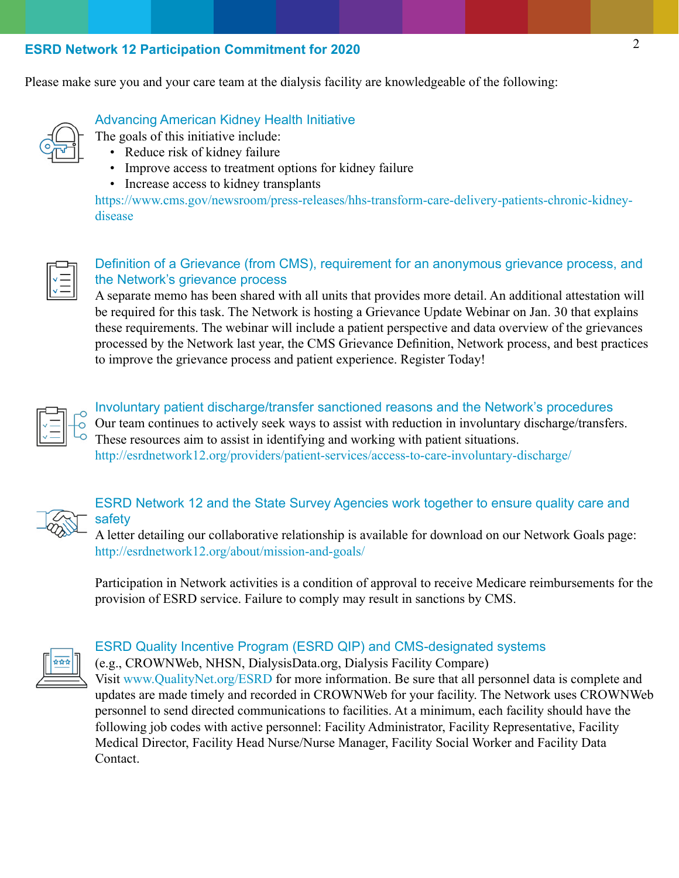## ESRD Network 12 Participation Commitment for 2020

Please make sure you and your care team at the dialysis facility are knowledgeable of the following:

### Advancing American Kidney Health Initiative

The goals of this initiative include:

- Reduce risk of kidney failure
- Improve access to treatment options for kidney failure
- Increase access to kidney transplants

https://www.cms.gov/newsroom/press-releases/hhs-transform-care-delivery-patients-chronic-kidney-disease

### Definition of a Grievance (from CMS), requirement for an anonymous grievance process, and the Network's grievance process

A separate memo has been shared with all units that provides more detail. An additional attestation will be required for this task. The Network is hosting a Grievance Update Webinar on Jan. 30 that explains these requirements. The webinar will include a patient perspective and data overview of the grievances processed by the Network last year, the CMS Grievance Definition, Network process, and best practices to improve the grievance process and patient experience. Register Today!

### Involuntary patient discharge/transfer sanctioned reasons and the Network's procedures

Our team continues to actively seek ways to assist with reduction in involuntary discharge/transfers. These resources aim to assist in identifying and working with patient situations.
http://esrdnetwork12.org/providers/patient-services/access-to-care-involuntary-discharge/

### ESRD Network 12 and the State Survey Agencies work together to ensure quality care and safety

A letter detailing our collaborative relationship is available for download on our Network Goals page: http://esrdnetwork12.org/about/mission-and-goals/

Participation in Network activities is a condition of approval to receive Medicare reimbursements for the provision of ESRD service. Failure to comply may result in sanctions by CMS.

### ESRD Quality Incentive Program (ESRD QIP) and CMS-designated systems

(e.g., CROWNWeb, NHSN, DialysisData.org, Dialysis Facility Compare)
Visit www.QualityNet.org/ESRD for more information. Be sure that all personnel data is complete and updates are made timely and recorded in CROWNWeb for your facility. The Network uses CROWNWeb personnel to send directed communications to facilities. At a minimum, each facility should have the following job codes with active personnel: Facility Administrator, Facility Representative, Facility Medical Director, Facility Head Nurse/Nurse Manager, Facility Social Worker and Facility Data Contact.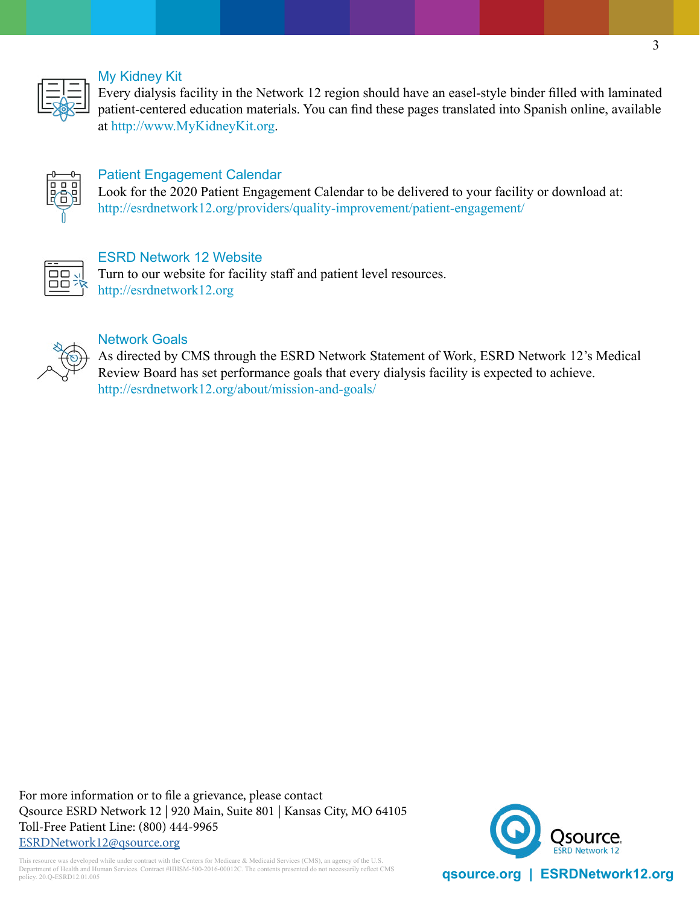### My Kidney Kit

Every dialysis facility in the Network 12 region should have an easel-style binder filled with laminated patient-centered education materials. You can find these pages translated into Spanish online, available at http://www.MyKidneyKit.org.

### Patient Engagement Calendar

Look for the 2020 Patient Engagement Calendar to be delivered to your facility or download at: http://esrdnetwork12.org/providers/quality-improvement/patient-engagement/

### ESRD Network 12 Website

Turn to our website for facility staff and patient level resources.
http://esrdnetwork12.org

### Network Goals

As directed by CMS through the ESRD Network Statement of Work, ESRD Network 12's Medical Review Board has set performance goals that every dialysis facility is expected to achieve.
http://esrdnetwork12.org/about/mission-and-goals/

For more information or to file a grievance, please contact
Qsource ESRD Network 12 | 920 Main, Suite 801 | Kansas City, MO 64105
Toll-Free Patient Line: (800) 444-9965
ESRDNetwork12@qsource.org

This resource was developed while under contract with the Centers for Medicare & Medicaid Services (CMS), an agency of the U.S. Department of Health and Human Services. Contract #HHSM-500-2016-00012C. The contents presented do not necessarily reflect CMS policy. 20.Q-ESRD12.01.005

Qsource ESRD Network 12

qsource.org | ESRDNetwork12.org